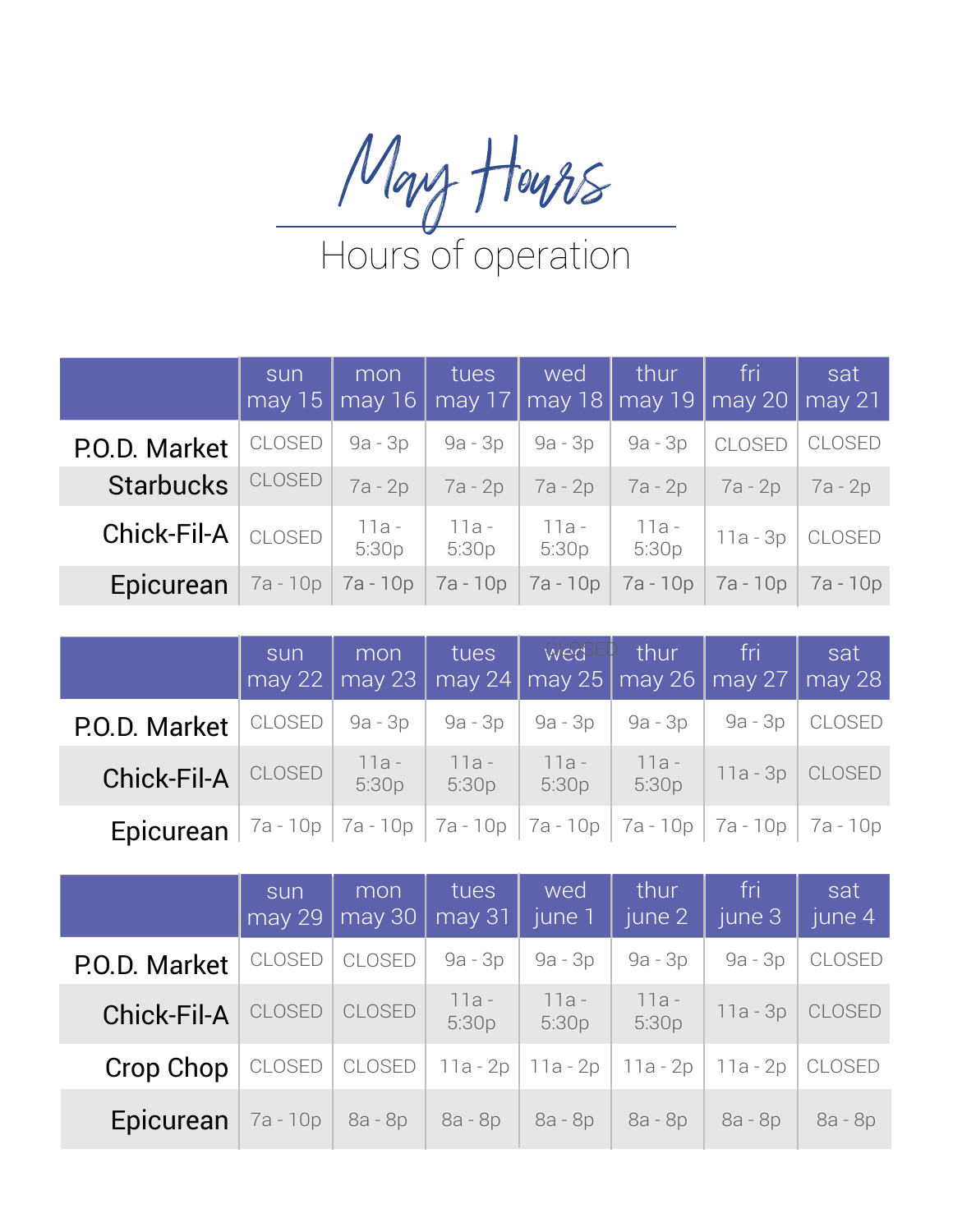# May Hours

## Hours of operation

| | sun may 15 | mon may 16 | tues may 17 | wed may 18 | thur may 19 | fri may 20 | sat may 21 |
|---|---|---|---|---|---|---|---|
| P.O.D. Market | CLOSED | 9a - 3p | 9a - 3p | 9a - 3p | 9a - 3p | CLOSED | CLOSED |
| Starbucks | CLOSED | 7a - 2p | 7a - 2p | 7a - 2p | 7a - 2p | 7a - 2p | 7a - 2p |
| Chick-Fil-A | CLOSED | 11a - 5:30p | 11a - 5:30p | 11a - 5:30p | 11a - 5:30p | 11a - 3p | CLOSED |
| Epicurean | 7a - 10p | 7a - 10p | 7a - 10p | 7a - 10p | 7a - 10p | 7a - 10p | 7a - 10p |

| | sun may 22 | mon may 23 | tues may 24 | wed may 25 | thur may 26 | fri may 27 | sat may 28 |
|---|---|---|---|---|---|---|---|
| P.O.D. Market | CLOSED | 9a - 3p | 9a - 3p | 9a - 3p | 9a - 3p | 9a - 3p | CLOSED |
| Chick-Fil-A | CLOSED | 11a - 5:30p | 11a - 5:30p | 11a - 5:30p | 11a - 5:30p | 11a - 3p | CLOSED |
| Epicurean | 7a - 10p | 7a - 10p | 7a - 10p | 7a - 10p | 7a - 10p | 7a - 10p | 7a - 10p |

| | sun may 29 | mon may 30 | tues may 31 | wed june 1 | thur june 2 | fri june 3 | sat june 4 |
|---|---|---|---|---|---|---|---|
| P.O.D. Market | CLOSED | CLOSED | 9a - 3p | 9a - 3p | 9a - 3p | 9a - 3p | CLOSED |
| Chick-Fil-A | CLOSED | CLOSED | 11a - 5:30p | 11a - 5:30p | 11a - 5:30p | 11a - 3p | CLOSED |
| Crop Chop | CLOSED | CLOSED | 11a - 2p | 11a - 2p | 11a - 2p | 11a - 2p | CLOSED |
| Epicurean | 7a - 10p | 8a - 8p | 8a - 8p | 8a - 8p | 8a - 8p | 8a - 8p | 8a - 8p |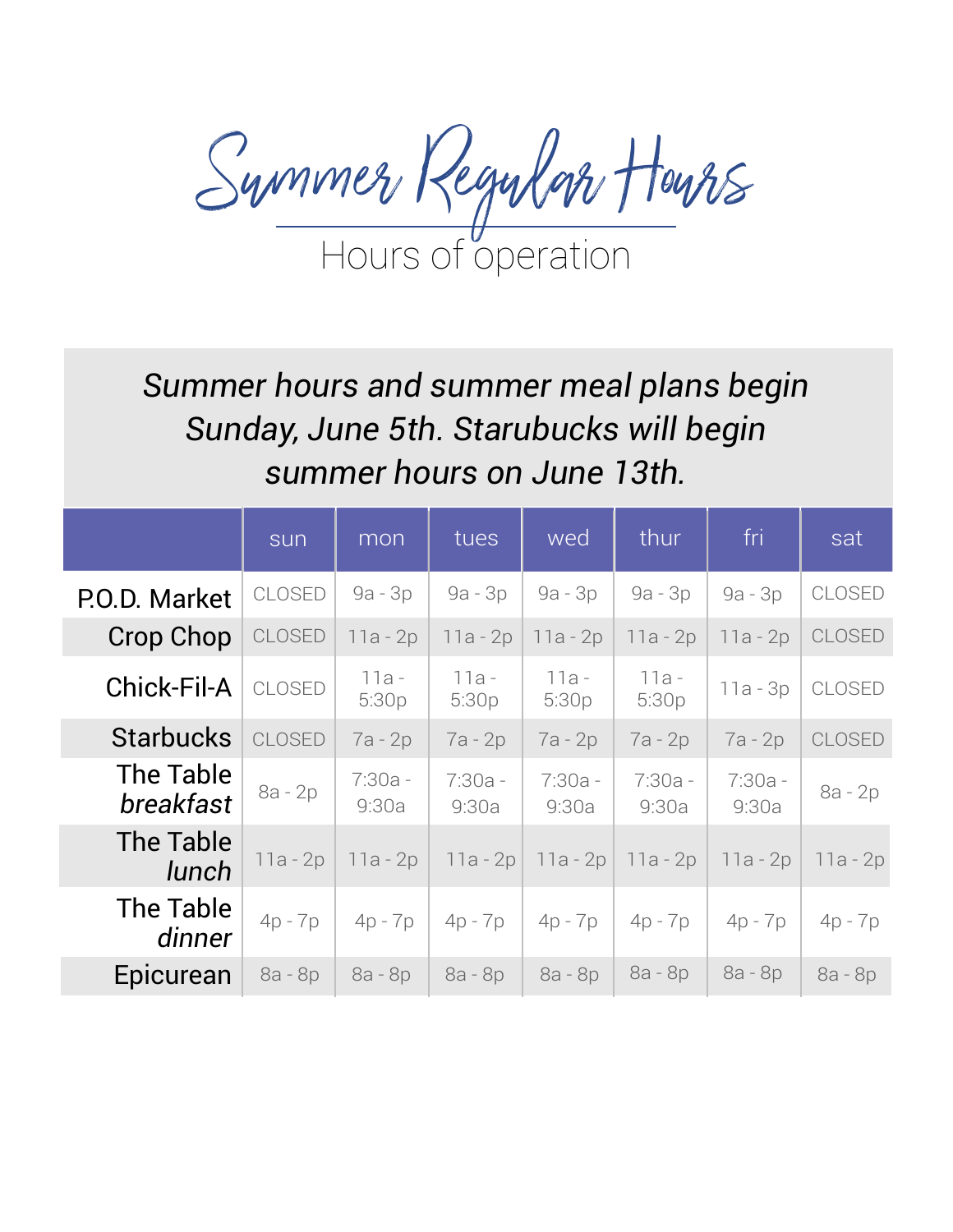# Summer Regular Hours

## Hours of operation

*Summer hours and summer meal plans begin Sunday, June 5th. Starubucks will begin summer hours on June 13th.*

| | sun | mon | tues | wed | thur | fri | sat |
|---|---|---|---|---|---|---|---|
| P.O.D. Market | CLOSED | 9a - 3p | 9a - 3p | 9a - 3p | 9a - 3p | 9a - 3p | CLOSED |
| Crop Chop | CLOSED | 11a - 2p | 11a - 2p | 11a - 2p | 11a - 2p | 11a - 2p | CLOSED |
| Chick-Fil-A | CLOSED | 11a - 5:30p | 11a - 5:30p | 11a - 5:30p | 11a - 5:30p | 11a - 3p | CLOSED |
| Starbucks | CLOSED | 7a - 2p | 7a - 2p | 7a - 2p | 7a - 2p | 7a - 2p | CLOSED |
| The Table *breakfast* | 8a - 2p | 7:30a - 9:30a | 7:30a - 9:30a | 7:30a - 9:30a | 7:30a - 9:30a | 7:30a - 9:30a | 8a - 2p |
| The Table *lunch* | 11a - 2p | 11a - 2p | 11a - 2p | 11a - 2p | 11a - 2p | 11a - 2p | 11a - 2p |
| The Table *dinner* | 4p - 7p | 4p - 7p | 4p - 7p | 4p - 7p | 4p - 7p | 4p - 7p | 4p - 7p |
| Epicurean | 8a - 8p | 8a - 8p | 8a - 8p | 8a - 8p | 8a - 8p | 8a - 8p | 8a - 8p |